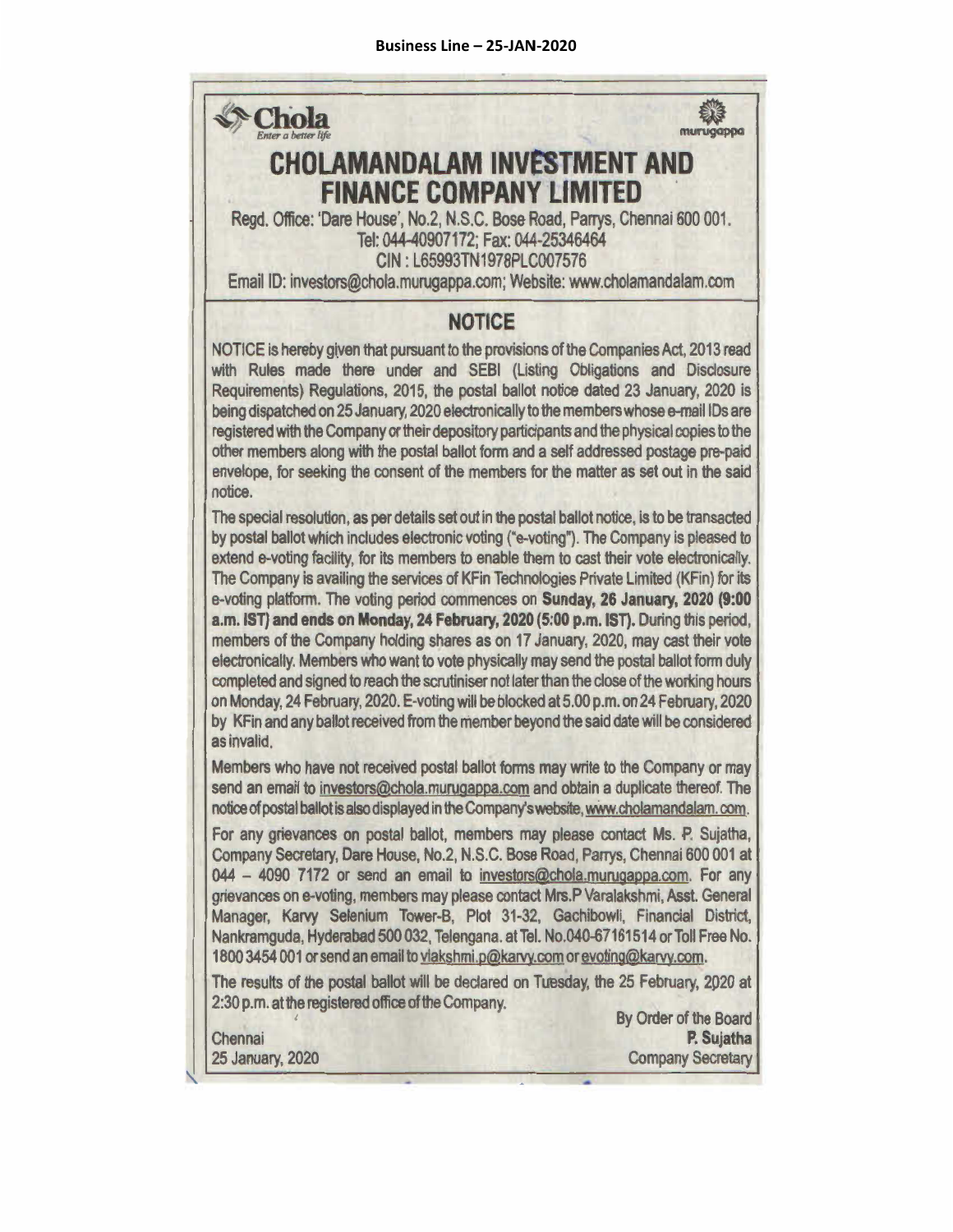**Business Line – 25-JAN-2020**

Chola
*Enter a better life*

murugappa

# CHOLAMANDALAM INVESTMENT AND FINANCE COMPANY LIMITED

Regd. Office: 'Dare House', No.2, N.S.C. Bose Road, Parrys, Chennai 600 001.
Tel: 044-40907172; Fax: 044-25346464
CIN : L65993TN1978PLC007576
Email ID: investors@chola.murugappa.com; Website: www.cholamandalam.com

## NOTICE

NOTICE is hereby given that pursuant to the provisions of the Companies Act, 2013 read with Rules made there under and SEBI (Listing Obligations and Disclosure Requirements) Regulations, 2015, the postal ballot notice dated 23 January, 2020 is being dispatched on 25 January, 2020 electronically to the members whose e-mail IDs are registered with the Company or their depository participants and the physical copies to the other members along with the postal ballot form and a self addressed postage pre-paid envelope, for seeking the consent of the members for the matter as set out in the said notice.

The special resolution, as per details set out in the postal ballot notice, is to be transacted by postal ballot which includes electronic voting ("e-voting"). The Company is pleased to extend e-voting facility, for its members to enable them to cast their vote electronically. The Company is availing the services of KFin Technologies Private Limited (KFin) for its e-voting platform. The voting period commences on **Sunday, 26 January, 2020 (9:00 a.m. IST) and ends on Monday, 24 February, 2020 (5:00 p.m. IST).** During this period, members of the Company holding shares as on 17 January, 2020, may cast their vote electronically. Members who want to vote physically may send the postal ballot form duly completed and signed to reach the scrutiniser not later than the close of the working hours on Monday, 24 February, 2020. E-voting will be blocked at 5.00 p.m. on 24 February, 2020 by KFin and any ballot received from the member beyond the said date will be considered as invalid.

Members who have not received postal ballot forms may write to the Company or may send an email to investors@chola.murugappa.com and obtain a duplicate thereof. The notice of postal ballot is also displayed in the Company's website, www.cholamandalam.com.

For any grievances on postal ballot, members may please contact Ms. P. Sujatha, Company Secretary, Dare House, No.2, N.S.C. Bose Road, Parrys, Chennai 600 001 at 044 – 4090 7172 or send an email to investors@chola.murugappa.com. For any grievances on e-voting, members may please contact Mrs.P Varalakshmi, Asst. General Manager, Karvy Selenium Tower-B, Plot 31-32, Gachibowli, Financial District, Nankramguda, Hyderabad 500 032, Telengana. at Tel. No.040-67161514 or Toll Free No. 1800 3454 001 or send an email to vlakshmi.p@karvy.com or evoting@karvy.com.

The results of the postal ballot will be declared on Tuesday, the 25 February, 2020 at 2:30 p.m. at the registered office of the Company.

By Order of the Board
**P. Sujatha**
Company Secretary

Chennai
25 January, 2020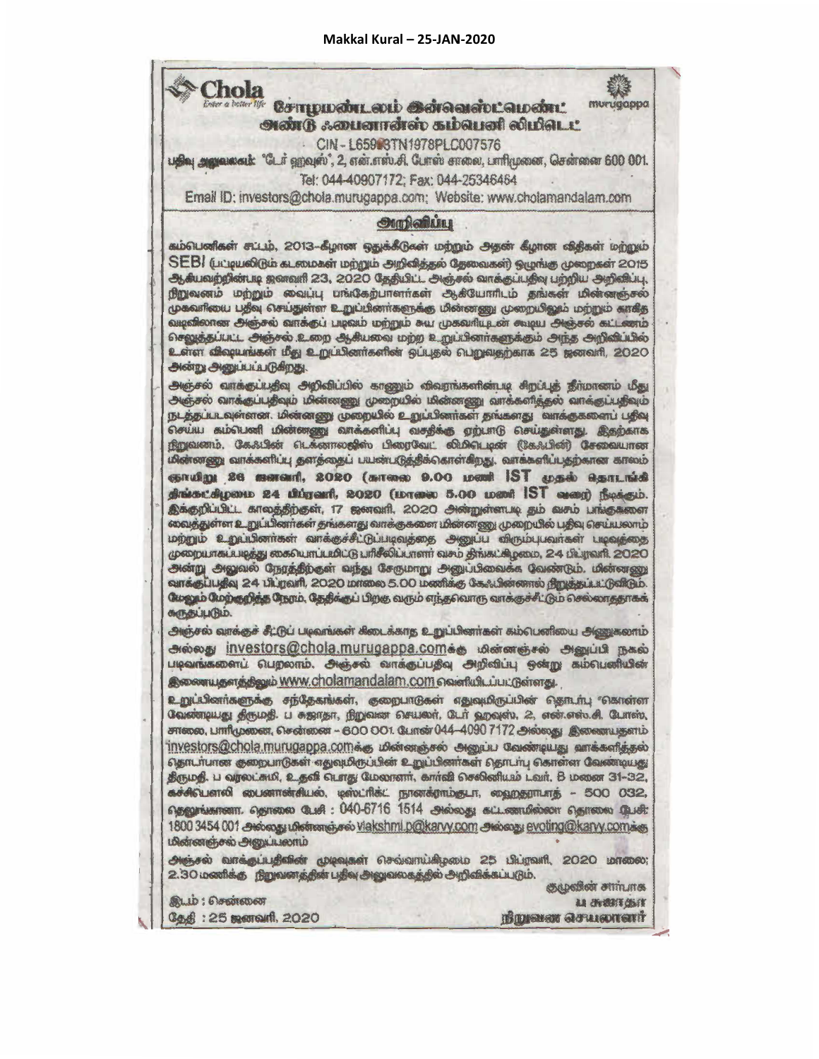**Makkal Kural – 25-JAN-2020**

**Chola**
*Enter a better life*

**சோழமண்டலம் இன்வெஸ்ட்மென்ட் அண்டு ஃபைனான்ஸ் கம்பெனி லிமிடெட்**

murugappa

CIN - L65993TN1978PLC007576

பதிவு அலுவலகம்: "டேர் ஹவுஸ்", 2, என்.எஸ்.சி. போஸ் சாலை, பாரிமுனை, சென்னை 600 001.

Tel: 044-40907172; Fax: 044-25346464

Email ID: investors@chola.murugappa.com; Website: www.cholamandalam.com

## அறிவிப்பு

கம்பெனிகள் சட்டம், 2013-கீழான ஒதுக்கீடுகள் மற்றும் அதன் கீழான விதிகள் மற்றும் SEBI (பட்டியலிடும் கடமைகள் மற்றும் அறிவித்தல் தேவைகள்) ஒழுங்கு முறைகள் 2015 ஆகியவற்றின்படி ஜனவரி 23, 2020 தேதியிட்ட அஞ்சல் வாக்குப்பதிவு பற்றிய அறிவிப்பு, நிறுவனம் மற்றும் வைப்பு பங்கேற்பாளர்கள் ஆகியோரிடம் தங்கள் மின்னஞ்சல் முகவரியை பதிவு செய்துள்ள உறுப்பினர்களுக்கு மின்னணு முறையிலும் மற்றும் காகித வடிவிலான அஞ்சல் வாக்குப் படிவம் மற்றும் சுய முகவரியுடன் கூடிய அஞ்சல் கட்டணம் செலுத்தப்பட்ட அஞ்சல் உறை ஆகியவை மற்ற உறுப்பினர்களுக்கும் அந்த அறிவிப்பில் உள்ள விஷயங்கள் மீது உறுப்பினர்களின் ஒப்புதல் பெறுவதற்காக 25 ஜனவரி, 2020 அன்று அனுப்பப்படுகிறது.

அஞ்சல் வாக்குப்பதிவு அறிவிப்பில் காணும் விவரங்களின்படி சிறப்புத் தீர்மானம் மீது அஞ்சல் வாக்குப்பதிவும் மின்னணு முறையில் மின்னணு வாக்களித்தல் வாக்குப்பதிவும் நடத்தப்படவுள்ளன. மின்னணு முறையில் உறுப்பினர்கள் தங்களது வாக்குகளைப் பதிவு செய்ய கம்பெனி மின்னணு வாக்களிப்பு வசதிக்கு ஏற்பாடு செய்துள்ளது. இதற்காக நிறுவனம், கேஃபின் டெக்னாலஜிஸ் பிரைவேட் லிமிடெடின் (கேஃபின்) சேவையான மின்னணு வாக்களிப்பு தளத்தைப் பயன்படுத்திக்கொள்கிறது. வாக்களிப்பதற்கான காலம் **ஞாயிறு 26 ஜனவரி, 2020 (காலை 9.00 மணி IST முதல் தொடங்கி திங்கட்கிழமை 24 பிப்ரவரி, 2020 (மாலை 5.00 மணி IST வரை) நீடிக்கும்.** இக்குறிப்பிட்ட காலத்திற்குள், 17 ஜனவரி, 2020 அன்றுள்ளபடி தம் வசம் பங்குகளை வைத்துள்ள உறுப்பினர்கள் தங்களது வாக்குகளை மின்னணு முறையில் பதிவு செய்யலாம் மற்றும் உறுப்பினர்கள் வாக்குச்சீட்டுப்படிவத்தை அனுப்ப விரும்புபவர்கள் படிவத்தை முறையாகப்படித்து கையொப்பமிட்டு பரிசீலிப்பாளர் வசம் திங்கட்கிழமை, 24 பிப்ரவரி, 2020 அன்று அலுவல் நேரத்திற்குள் வந்து சேருமாறு அனுப்பிவைக்க வேண்டும். மின்னணு வாக்குப்பதிவு 24 பிப்ரவரி, 2020 மாலை 5.00 மணிக்கு கேஃபின்னால் நிறுத்தப்பட்டுவிடும். மேலும் மேற்குறித்த நேரம், தேதிக்குப் பிறகு வரும் எந்தவொரு வாக்குச்சீட்டும் செல்லாததாகக் கருதப்படும்.

அஞ்சல் வாக்குச் சீட்டுப் படிவங்கள் கிடைக்காத உறுப்பினர்கள் கம்பெனியை அணுகலாம் அல்லது investors@chola.murugappa.comக்கு மின்னஞ்சல் அனுப்பி நகல் படிவங்களைப் பெறலாம். அஞ்சல் வாக்குப்பதிவு அறிவிப்பு ஒன்று கம்பெனியின் இணையதளத்திலும் www.cholamandalam.com வெளியிடப்பட்டுள்ளது.

உறுப்பினர்களுக்கு சந்தேகங்கள், குறைபாடுகள் எதுவுமிருப்பின் தொடர்பு கொள்ள வேண்டியது திருமதி. ப சுஜாதா, நிறுவன செயலர், டேர் ஹவுஸ், 2, என்.எஸ்.சி. போஸ், சாலை, பாரிமுனை, சென்னை - 600 001. போன் 044-4090 7172 அல்லது இணையதளம் investors@chola.murugappa.comக்கு மின்னஞ்சல் அனுப்ப வேண்டியது வாக்களித்தல் தொடர்பான குறைபாடுகள் எதுவுமிருப்பின் உறுப்பினர்கள் தொடர்பு கொள்ள வேண்டியது திருமதி. ப வரலட்சுமி, உதவி பொது மேலாளர், கார்வி செலினியம் டவர், B மனை 31-32, கச்சிபௌலி பைனான்சியல், டிஸ்ட்ரிக்ட் நானக்ராம்குடா, ஹைதராபாத் - 500 032, தெலுங்கானா. தொலை பேசி : 040-6716 1514 அல்லது கட்டணமில்லா தொலை பேசி: 1800 3454 001 அல்லது மின்னஞ்சல் vlakshmi.p@karvy.com அல்லது evoting@karvy.comக்கு மின்னஞ்சல் அனுப்பலாம்

அஞ்சல் வாக்குப்பதிவின் முடிவுகள் செவ்வாய்கிழமை 25 பிப்ரவரி, 2020 மாலை; 2.30 மணிக்கு நிறுவனத்தின் பதிவு அலுவலகத்தில் அறிவிக்கப்படும்.

குழுவின் சார்பாக
ப சுஜாதா
நிறுவன செயலாளர்

இடம் : சென்னை
தேதி : 25 ஜனவரி, 2020